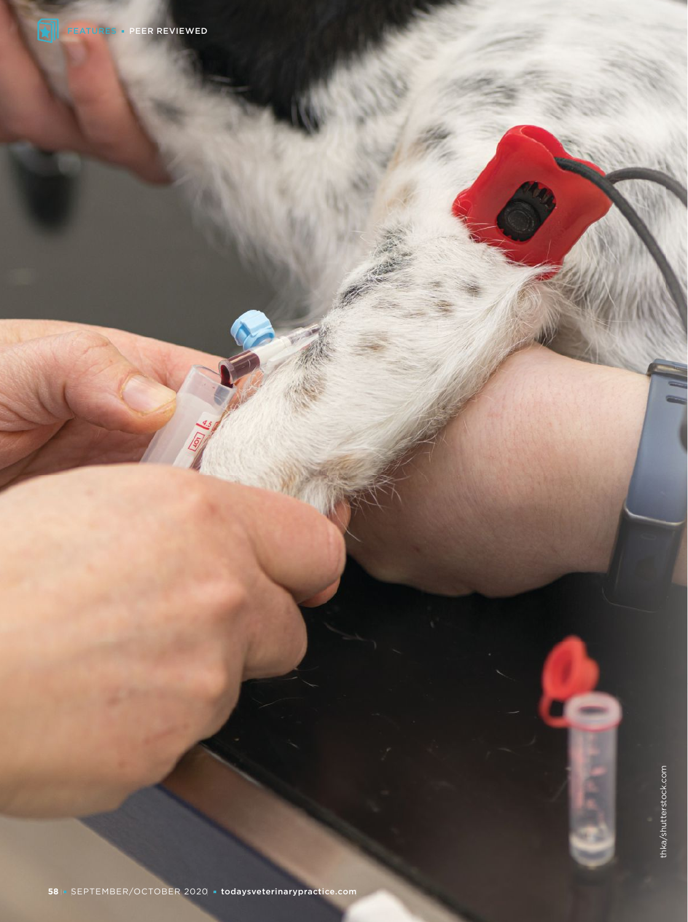thka/shutterstock.com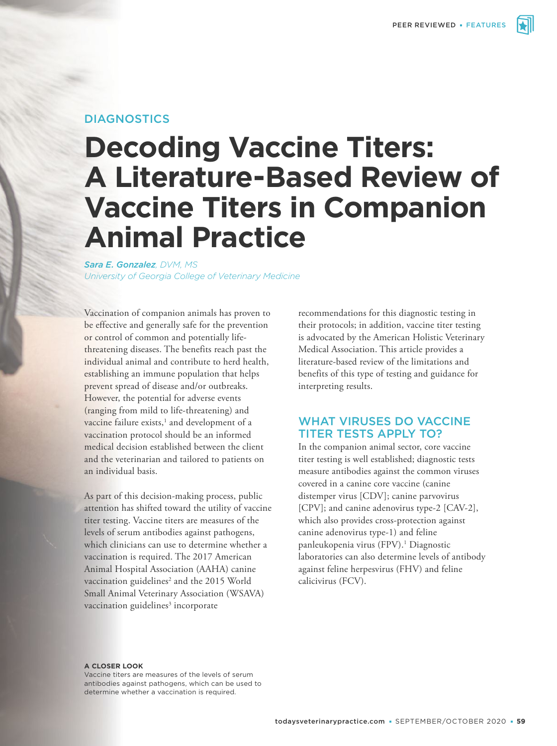DIAGNOSTICS

# Decoding Vaccine Titers: A Literature-Based Review of Vaccine Titers in Companion Animal Practice

*Sara E. Gonzalez, DVM, MS*
*University of Georgia College of Veterinary Medicine*

Vaccination of companion animals has proven to be effective and generally safe for the prevention or control of common and potentially life-threatening diseases. The benefits reach past the individual animal and contribute to herd health, establishing an immune population that helps prevent spread of disease and/or outbreaks. However, the potential for adverse events (ranging from mild to life-threatening) and vaccine failure exists,[1] and development of a vaccination protocol should be an informed medical decision established between the client and the veterinarian and tailored to patients on an individual basis.

As part of this decision-making process, public attention has shifted toward the utility of vaccine titer testing. Vaccine titers are measures of the levels of serum antibodies against pathogens, which clinicians can use to determine whether a vaccination is required. The 2017 American Animal Hospital Association (AAHA) canine vaccination guidelines[2] and the 2015 World Small Animal Veterinary Association (WSAVA) vaccination guidelines[3] incorporate recommendations for this diagnostic testing in their protocols; in addition, vaccine titer testing is advocated by the American Holistic Veterinary Medical Association. This article provides a literature-based review of the limitations and benefits of this type of testing and guidance for interpreting results.

## WHAT VIRUSES DO VACCINE TITER TESTS APPLY TO?

In the companion animal sector, core vaccine titer testing is well established; diagnostic tests measure antibodies against the common viruses covered in a canine core vaccine (canine distemper virus [CDV]; canine parvovirus [CPV]; and canine adenovirus type-2 [CAV-2], which also provides cross-protection against canine adenovirus type-1) and feline panleukopenia virus (FPV).[1] Diagnostic laboratories can also determine levels of antibody against feline herpesvirus (FHV) and feline calicivirus (FCV).

**A CLOSER LOOK**
Vaccine titers are measures of the levels of serum antibodies against pathogens, which can be used to determine whether a vaccination is required.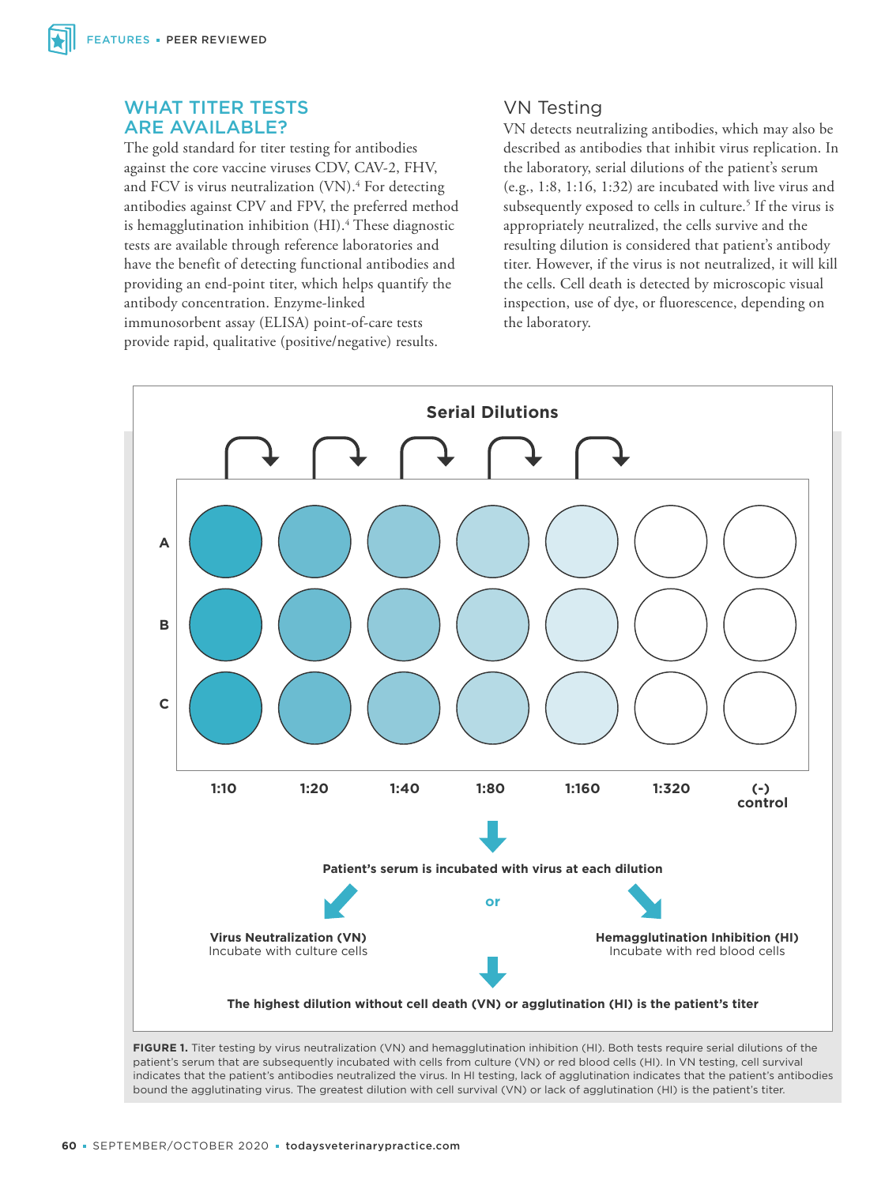## WHAT TITER TESTS ARE AVAILABLE?

The gold standard for titer testing for antibodies against the core vaccine viruses CDV, CAV-2, FHV, and FCV is virus neutralization (VN).[4] For detecting antibodies against CPV and FPV, the preferred method is hemagglutination inhibition (HI).[4] These diagnostic tests are available through reference laboratories and have the benefit of detecting functional antibodies and providing an end-point titer, which helps quantify the antibody concentration. Enzyme-linked immunosorbent assay (ELISA) point-of-care tests provide rapid, qualitative (positive/negative) results.

### VN Testing

VN detects neutralizing antibodies, which may also be described as antibodies that inhibit virus replication. In the laboratory, serial dilutions of the patient's serum (e.g., 1:8, 1:16, 1:32) are incubated with live virus and subsequently exposed to cells in culture.[5] If the virus is appropriately neutralized, the cells survive and the resulting dilution is considered that patient's antibody titer. However, if the virus is not neutralized, it will kill the cells. Cell death is detected by microscopic visual inspection, use of dye, or fluorescence, depending on the laboratory.

**Serial Dilutions**

| | 1:10 | 1:20 | 1:40 | 1:80 | 1:160 | 1:320 | (-) control |
|---|---|---|---|---|---|---|---|
| A | | | | | | | |
| B | | | | | | | |
| C | | | | | | | |

**Patient's serum is incubated with virus at each dilution**

**Virus Neutralization (VN)**
Incubate with culture cells

or

**Hemagglutination Inhibition (HI)**
Incubate with red blood cells

**The highest dilution without cell death (VN) or agglutination (HI) is the patient's titer**

**FIGURE 1.** Titer testing by virus neutralization (VN) and hemagglutination inhibition (HI). Both tests require serial dilutions of the patient's serum that are subsequently incubated with cells from culture (VN) or red blood cells (HI). In VN testing, cell survival indicates that the patient's antibodies neutralized the virus. In HI testing, lack of agglutination indicates that the patient's antibodies bound the agglutinating virus. The greatest dilution with cell survival (VN) or lack of agglutination (HI) is the patient's titer.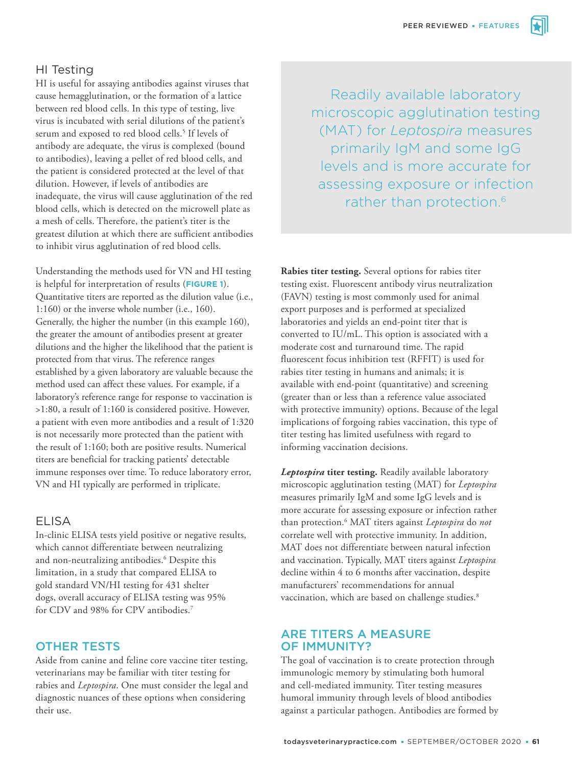### HI Testing

HI is useful for assaying antibodies against viruses that cause hemagglutination, or the formation of a lattice between red blood cells. In this type of testing, live virus is incubated with serial dilutions of the patient's serum and exposed to red blood cells.[5] If levels of antibody are adequate, the virus is complexed (bound to antibodies), leaving a pellet of red blood cells, and the patient is considered protected at the level of that dilution. However, if levels of antibodies are inadequate, the virus will cause agglutination of the red blood cells, which is detected on the microwell plate as a mesh of cells. Therefore, the patient's titer is the greatest dilution at which there are sufficient antibodies to inhibit virus agglutination of red blood cells.

Understanding the methods used for VN and HI testing is helpful for interpretation of results (**FIGURE 1**). Quantitative titers are reported as the dilution value (i.e., 1:160) or the inverse whole number (i.e., 160). Generally, the higher the number (in this example 160), the greater the amount of antibodies present at greater dilutions and the higher the likelihood that the patient is protected from that virus. The reference ranges established by a given laboratory are valuable because the method used can affect these values. For example, if a laboratory's reference range for response to vaccination is >1:80, a result of 1:160 is considered positive. However, a patient with even more antibodies and a result of 1:320 is not necessarily more protected than the patient with the result of 1:160; both are positive results. Numerical titers are beneficial for tracking patients' detectable immune responses over time. To reduce laboratory error, VN and HI typically are performed in triplicate.

### ELISA

In-clinic ELISA tests yield positive or negative results, which cannot differentiate between neutralizing and non-neutralizing antibodies.[6] Despite this limitation, in a study that compared ELISA to gold standard VN/HI testing for 431 shelter dogs, overall accuracy of ELISA testing was 95% for CDV and 98% for CPV antibodies.[7]

## OTHER TESTS

Aside from canine and feline core vaccine titer testing, veterinarians may be familiar with titer testing for rabies and *Leptospira*. One must consider the legal and diagnostic nuances of these options when considering their use.

> Readily available laboratory microscopic agglutination testing (MAT) for *Leptospira* measures primarily IgM and some IgG levels and is more accurate for assessing exposure or infection rather than protection.[6]

**Rabies titer testing.** Several options for rabies titer testing exist. Fluorescent antibody virus neutralization (FAVN) testing is most commonly used for animal export purposes and is performed at specialized laboratories and yields an end-point titer that is converted to IU/mL. This option is associated with a moderate cost and turnaround time. The rapid fluorescent focus inhibition test (RFFIT) is used for rabies titer testing in humans and animals; it is available with end-point (quantitative) and screening (greater than or less than a reference value associated with protective immunity) options. Because of the legal implications of forgoing rabies vaccination, this type of titer testing has limited usefulness with regard to informing vaccination decisions.

***Leptospira* titer testing.** Readily available laboratory microscopic agglutination testing (MAT) for *Leptospira* measures primarily IgM and some IgG levels and is more accurate for assessing exposure or infection rather than protection.[6] MAT titers against *Leptospira* do *not* correlate well with protective immunity. In addition, MAT does not differentiate between natural infection and vaccination. Typically, MAT titers against *Leptospira* decline within 4 to 6 months after vaccination, despite manufacturers' recommendations for annual vaccination, which are based on challenge studies.[8]

## ARE TITERS A MEASURE OF IMMUNITY?

The goal of vaccination is to create protection through immunologic memory by stimulating both humoral and cell-mediated immunity. Titer testing measures humoral immunity through levels of blood antibodies against a particular pathogen. Antibodies are formed by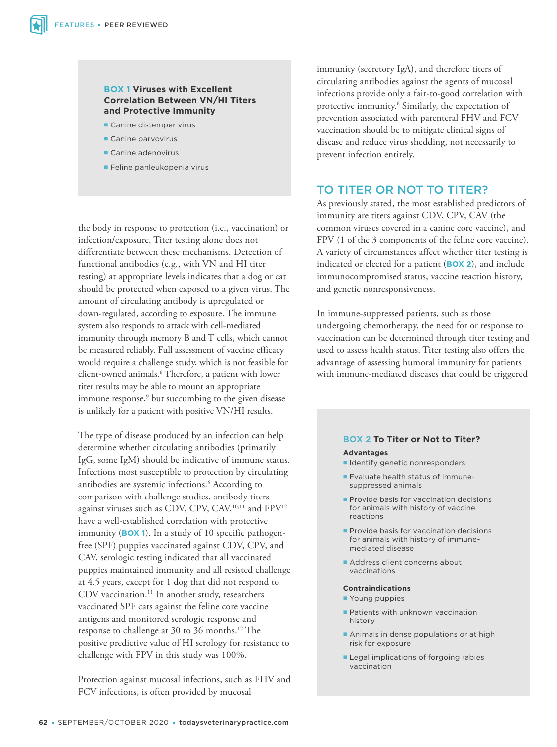### BOX 1 Viruses with Excellent Correlation Between VN/HI Titers and Protective Immunity

- Canine distemper virus
- Canine parvovirus
- Canine adenovirus
- Feline panleukopenia virus

the body in response to protection (i.e., vaccination) or infection/exposure. Titer testing alone does not differentiate between these mechanisms. Detection of functional antibodies (e.g., with VN and HI titer testing) at appropriate levels indicates that a dog or cat should be protected when exposed to a given virus. The amount of circulating antibody is upregulated or down-regulated, according to exposure. The immune system also responds to attack with cell-mediated immunity through memory B and T cells, which cannot be measured reliably. Full assessment of vaccine efficacy would require a challenge study, which is not feasible for client-owned animals.[6] Therefore, a patient with lower titer results may be able to mount an appropriate immune response,[9] but succumbing to the given disease is unlikely for a patient with positive VN/HI results.

The type of disease produced by an infection can help determine whether circulating antibodies (primarily IgG, some IgM) should be indicative of immune status. Infections most susceptible to protection by circulating antibodies are systemic infections.[6] According to comparison with challenge studies, antibody titers against viruses such as CDV, CPV, CAV,[10,11] and FPV[12] have a well-established correlation with protective immunity (**BOX 1**). In a study of 10 specific pathogen-free (SPF) puppies vaccinated against CDV, CPV, and CAV, serologic testing indicated that all vaccinated puppies maintained immunity and all resisted challenge at 4.5 years, except for 1 dog that did not respond to CDV vaccination.[11] In another study, researchers vaccinated SPF cats against the feline core vaccine antigens and monitored serologic response and response to challenge at 30 to 36 months.[12] The positive predictive value of HI serology for resistance to challenge with FPV in this study was 100%.

Protection against mucosal infections, such as FHV and FCV infections, is often provided by mucosal immunity (secretory IgA), and therefore titers of circulating antibodies against the agents of mucosal infections provide only a fair-to-good correlation with protective immunity.[6] Similarly, the expectation of prevention associated with parenteral FHV and FCV vaccination should be to mitigate clinical signs of disease and reduce virus shedding, not necessarily to prevent infection entirely.

## TO TITER OR NOT TO TITER?

As previously stated, the most established predictors of immunity are titers against CDV, CPV, CAV (the common viruses covered in a canine core vaccine), and FPV (1 of the 3 components of the feline core vaccine). A variety of circumstances affect whether titer testing is indicated or elected for a patient (**BOX 2**), and include immunocompromised status, vaccine reaction history, and genetic nonresponsiveness.

In immune-suppressed patients, such as those undergoing chemotherapy, the need for or response to vaccination can be determined through titer testing and used to assess health status. Titer testing also offers the advantage of assessing humoral immunity for patients with immune-mediated diseases that could be triggered

### BOX 2 To Titer or Not to Titer?

**Advantages**

- Identify genetic nonresponders
- Evaluate health status of immune-suppressed animals
- Provide basis for vaccination decisions for animals with history of vaccine reactions
- Provide basis for vaccination decisions for animals with history of immune-mediated disease
- Address client concerns about vaccinations

**Contraindications**

- Young puppies
- Patients with unknown vaccination history
- Animals in dense populations or at high risk for exposure
- Legal implications of forgoing rabies vaccination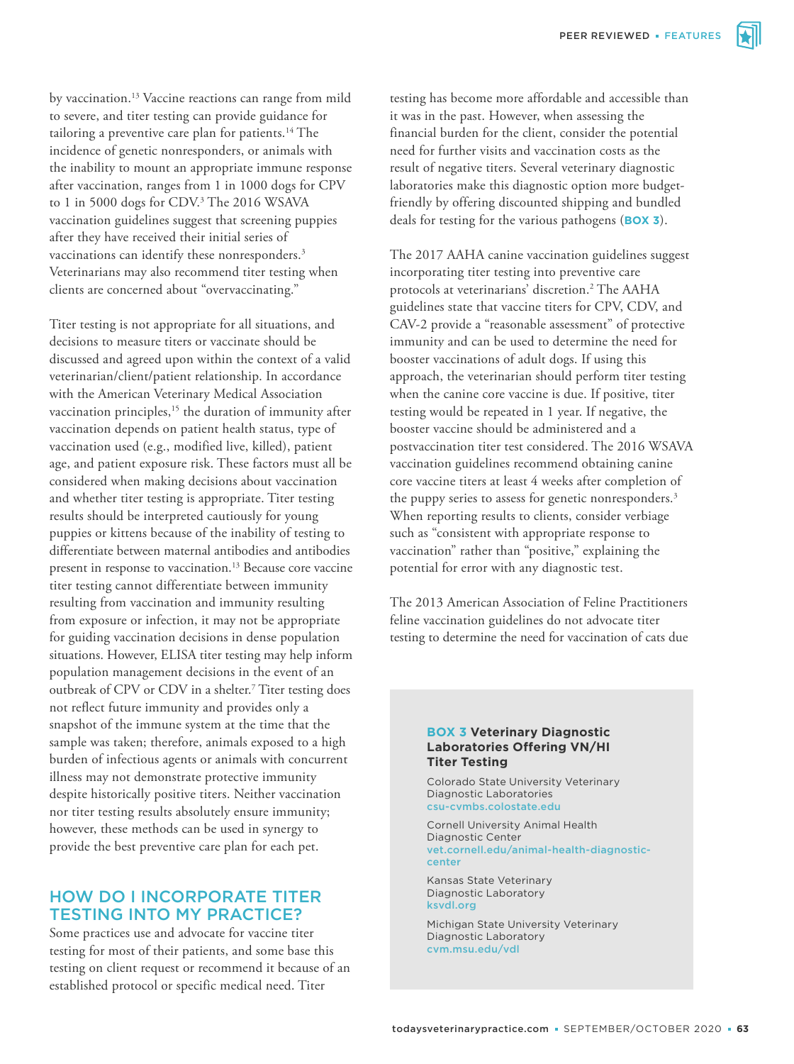by vaccination.[13] Vaccine reactions can range from mild to severe, and titer testing can provide guidance for tailoring a preventive care plan for patients.[14] The incidence of genetic nonresponders, or animals with the inability to mount an appropriate immune response after vaccination, ranges from 1 in 1000 dogs for CPV to 1 in 5000 dogs for CDV.[3] The 2016 WSAVA vaccination guidelines suggest that screening puppies after they have received their initial series of vaccinations can identify these nonresponders.[3] Veterinarians may also recommend titer testing when clients are concerned about "overvaccinating."

Titer testing is not appropriate for all situations, and decisions to measure titers or vaccinate should be discussed and agreed upon within the context of a valid veterinarian/client/patient relationship. In accordance with the American Veterinary Medical Association vaccination principles,[15] the duration of immunity after vaccination depends on patient health status, type of vaccination used (e.g., modified live, killed), patient age, and patient exposure risk. These factors must all be considered when making decisions about vaccination and whether titer testing is appropriate. Titer testing results should be interpreted cautiously for young puppies or kittens because of the inability of testing to differentiate between maternal antibodies and antibodies present in response to vaccination.[13] Because core vaccine titer testing cannot differentiate between immunity resulting from vaccination and immunity resulting from exposure or infection, it may not be appropriate for guiding vaccination decisions in dense population situations. However, ELISA titer testing may help inform population management decisions in the event of an outbreak of CPV or CDV in a shelter.[7] Titer testing does not reflect future immunity and provides only a snapshot of the immune system at the time that the sample was taken; therefore, animals exposed to a high burden of infectious agents or animals with concurrent illness may not demonstrate protective immunity despite historically positive titers. Neither vaccination nor titer testing results absolutely ensure immunity; however, these methods can be used in synergy to provide the best preventive care plan for each pet.

## HOW DO I INCORPORATE TITER TESTING INTO MY PRACTICE?

Some practices use and advocate for vaccine titer testing for most of their patients, and some base this testing on client request or recommend it because of an established protocol or specific medical need. Titer testing has become more affordable and accessible than it was in the past. However, when assessing the financial burden for the client, consider the potential need for further visits and vaccination costs as the result of negative titers. Several veterinary diagnostic laboratories make this diagnostic option more budget-friendly by offering discounted shipping and bundled deals for testing for the various pathogens (**BOX 3**).

The 2017 AAHA canine vaccination guidelines suggest incorporating titer testing into preventive care protocols at veterinarians' discretion.[2] The AAHA guidelines state that vaccine titers for CPV, CDV, and CAV-2 provide a "reasonable assessment" of protective immunity and can be used to determine the need for booster vaccinations of adult dogs. If using this approach, the veterinarian should perform titer testing when the canine core vaccine is due. If positive, titer testing would be repeated in 1 year. If negative, the booster vaccine should be administered and a postvaccination titer test considered. The 2016 WSAVA vaccination guidelines recommend obtaining canine core vaccine titers at least 4 weeks after completion of the puppy series to assess for genetic nonresponders.[3] When reporting results to clients, consider verbiage such as "consistent with appropriate response to vaccination" rather than "positive," explaining the potential for error with any diagnostic test.

The 2013 American Association of Feline Practitioners feline vaccination guidelines do not advocate titer testing to determine the need for vaccination of cats due

### BOX 3 Veterinary Diagnostic Laboratories Offering VN/HI Titer Testing

Colorado State University Veterinary Diagnostic Laboratories
csu-cvmbs.colostate.edu

Cornell University Animal Health Diagnostic Center
vet.cornell.edu/animal-health-diagnostic-center

Kansas State Veterinary Diagnostic Laboratory
ksvdl.org

Michigan State University Veterinary Diagnostic Laboratory
cvm.msu.edu/vdl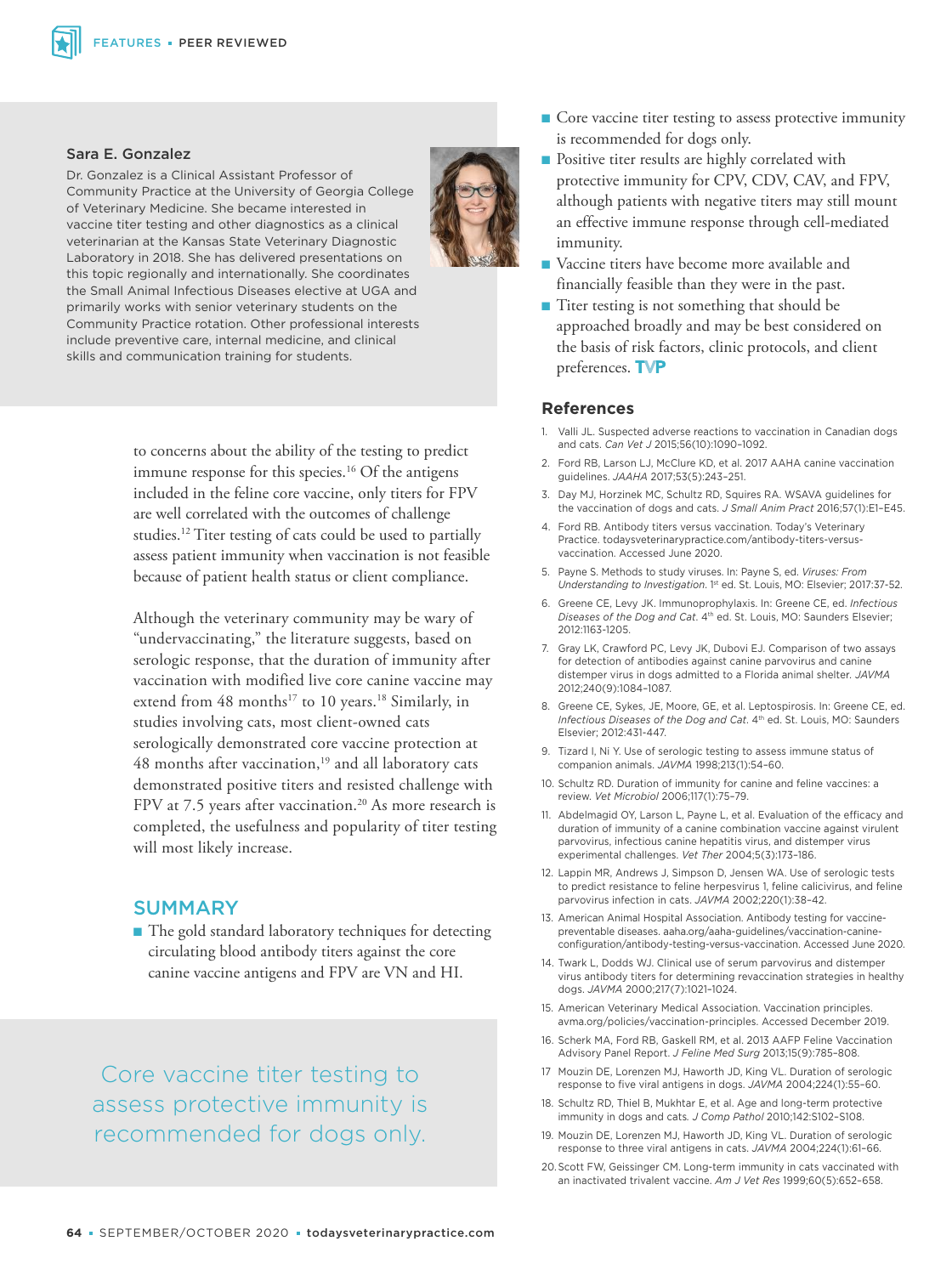### Sara E. Gonzalez

Dr. Gonzalez is a Clinical Assistant Professor of Community Practice at the University of Georgia College of Veterinary Medicine. She became interested in vaccine titer testing and other diagnostics as a clinical veterinarian at the Kansas State Veterinary Diagnostic Laboratory in 2018. She has delivered presentations on this topic regionally and internationally. She coordinates the Small Animal Infectious Diseases elective at UGA and primarily works with senior veterinary students on the Community Practice rotation. Other professional interests include preventive care, internal medicine, and clinical skills and communication training for students.

to concerns about the ability of the testing to predict immune response for this species.[16] Of the antigens included in the feline core vaccine, only titers for FPV are well correlated with the outcomes of challenge studies.[12] Titer testing of cats could be used to partially assess patient immunity when vaccination is not feasible because of patient health status or client compliance.

Although the veterinary community may be wary of "undervaccinating," the literature suggests, based on serologic response, that the duration of immunity after vaccination with modified live core canine vaccine may extend from 48 months[17] to 10 years.[18] Similarly, in studies involving cats, most client-owned cats serologically demonstrated core vaccine protection at 48 months after vaccination,[19] and all laboratory cats demonstrated positive titers and resisted challenge with FPV at 7.5 years after vaccination.[20] As more research is completed, the usefulness and popularity of titer testing will most likely increase.

## SUMMARY

- The gold standard laboratory techniques for detecting circulating blood antibody titers against the core canine vaccine antigens and FPV are VN and HI.
- Core vaccine titer testing to assess protective immunity is recommended for dogs only.
- Positive titer results are highly correlated with protective immunity for CPV, CDV, CAV, and FPV, although patients with negative titers may still mount an effective immune response through cell-mediated immunity.
- Vaccine titers have become more available and financially feasible than they were in the past.
- Titer testing is not something that should be approached broadly and may be best considered on the basis of risk factors, clinic protocols, and client preferences. TVP

> Core vaccine titer testing to assess protective immunity is recommended for dogs only.

## References

1. Valli JL. Suspected adverse reactions to vaccination in Canadian dogs and cats. *Can Vet J* 2015;56(10):1090-1092.
2. Ford RB, Larson LJ, McClure KD, et al. 2017 AAHA canine vaccination guidelines. *JAAHA* 2017;53(5):243-251.
3. Day MJ, Horzinek MC, Schultz RD, Squires RA. WSAVA guidelines for the vaccination of dogs and cats. *J Small Anim Pract* 2016;57(1):E1-E45.
4. Ford RB. Antibody titers versus vaccination. Today's Veterinary Practice. todaysveterinarypractice.com/antibody-titers-versus-vaccination. Accessed June 2020.
5. Payne S. Methods to study viruses. In: Payne S, ed. *Viruses: From Understanding to Investigation*. 1st ed. St. Louis, MO: Elsevier; 2017:37-52.
6. Greene CE, Levy JK. Immunoprophylaxis. In: Greene CE, ed. *Infectious Diseases of the Dog and Cat*. 4th ed. St. Louis, MO: Saunders Elsevier; 2012:1163-1205.
7. Gray LK, Crawford PC, Levy JK, Dubovi EJ. Comparison of two assays for detection of antibodies against canine parvovirus and canine distemper virus in dogs admitted to a Florida animal shelter. *JAVMA* 2012;240(9):1084-1087.
8. Greene CE, Sykes, JE, Moore, GE, et al. Leptospirosis. In: Greene CE, ed. *Infectious Diseases of the Dog and Cat*. 4th ed. St. Louis, MO: Saunders Elsevier; 2012:431-447.
9. Tizard I, Ni Y. Use of serologic testing to assess immune status of companion animals. *JAVMA* 1998;213(1):54-60.
10. Schultz RD. Duration of immunity for canine and feline vaccines: a review. *Vet Microbiol* 2006;117(1):75-79.
11. Abdelmagid OY, Larson L, Payne L, et al. Evaluation of the efficacy and duration of immunity of a canine combination vaccine against virulent parvovirus, infectious canine hepatitis virus, and distemper virus experimental challenges. *Vet Ther* 2004;5(3):173-186.
12. Lappin MR, Andrews J, Simpson D, Jensen WA. Use of serologic tests to predict resistance to feline herpesvirus 1, feline calicivirus, and feline parvovirus infection in cats. *JAVMA* 2002;220(1):38-42.
13. American Animal Hospital Association. Antibody testing for vaccine-preventable diseases. aaha.org/aaha-guidelines/vaccination-canine-configuration/antibody-testing-versus-vaccination. Accessed June 2020.
14. Twark L, Dodds WJ. Clinical use of serum parvovirus and distemper virus antibody titers for determining revaccination strategies in healthy dogs. *JAVMA* 2000;217(7):1021-1024.
15. American Veterinary Medical Association. Vaccination principles. avma.org/policies/vaccination-principles. Accessed December 2019.
16. Scherk MA, Ford RB, Gaskell RM, et al. 2013 AAFP Feline Vaccination Advisory Panel Report. *J Feline Med Surg* 2013;15(9):785-808.
17. Mouzin DE, Lorenzen MJ, Haworth JD, King VL. Duration of serologic response to five viral antigens in dogs. *JAVMA* 2004;224(1):55-60.
18. Schultz RD, Thiel B, Mukhtar E, et al. Age and long-term protective immunity in dogs and cats. *J Comp Pathol* 2010;142:S102-S108.
19. Mouzin DE, Lorenzen MJ, Haworth JD, King VL. Duration of serologic response to three viral antigens in cats. *JAVMA* 2004;224(1):61-66.
20. Scott FW, Geissinger CM. Long-term immunity in cats vaccinated with an inactivated trivalent vaccine. *Am J Vet Res* 1999;60(5):652-658.